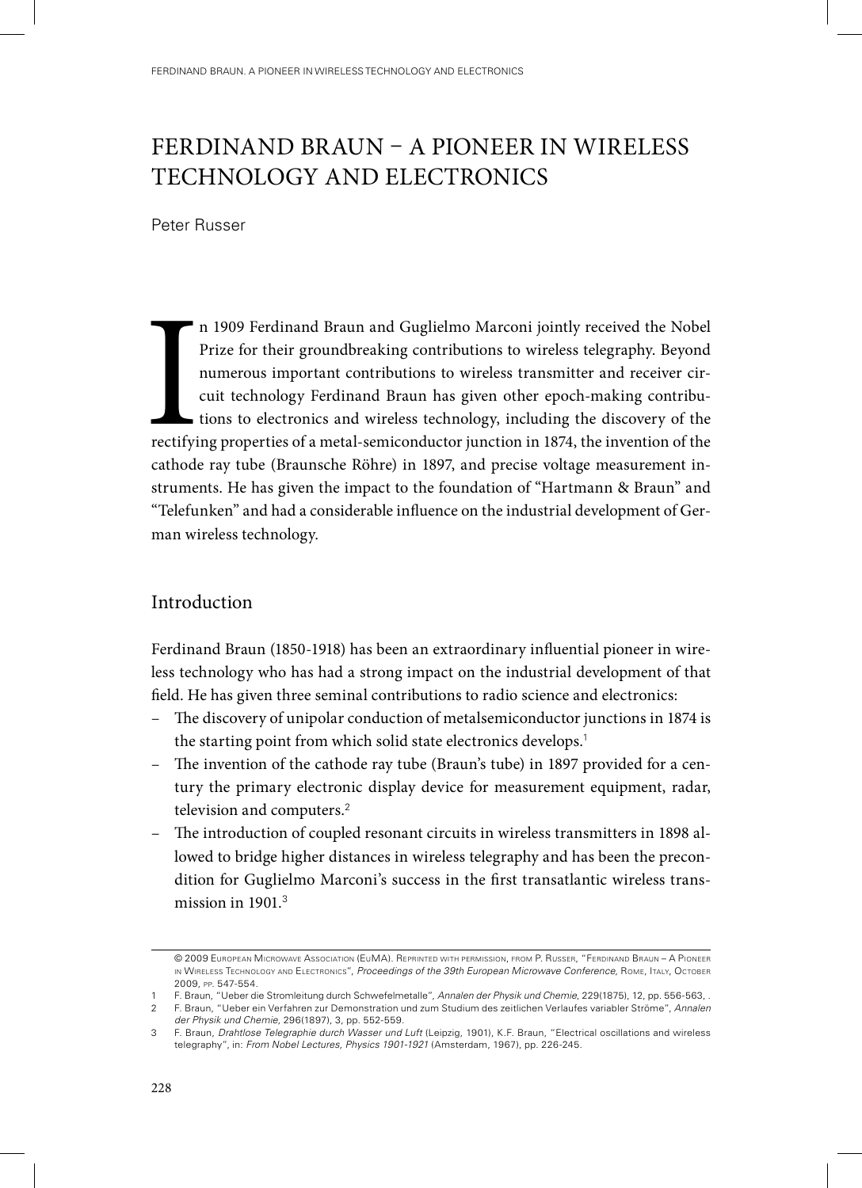# FERDINAND BRAUN – A PIONEER IN WIRELESS TECHNOLOGY AND ELECTRONICS

Peter Russer

In 1909 Ferdinand Braun and Guglielmo Marconi jointly received the Nobel Prize for their groundbreaking contributions to wireless telegraphy. Beyond numerous important contributions to wireless transmitter and receiver circuit technology Ferdinand Braun has given other epoch-making contributions to electronics and wireless technology, including the discovery of the rectifying properties of a metal-semiconductor junction in 1874, the invention of the cathode ray tube (Braunsche Röhre) in 1897, and precise voltage measurement instruments. He has given the impact to the foundation of "Hartmann & Braun" and "Telefunken" and had a considerable influence on the industrial development of German wireless technology.

## Introduction

Ferdinand Braun (1850-1918) has been an extraordinary influential pioneer in wireless technology who has had a strong impact on the industrial development of that field. He has given three seminal contributions to radio science and electronics:

- The discovery of unipolar conduction of metalsemiconductor junctions in 1874 is the starting point from which solid state electronics develops.[1]
- The invention of the cathode ray tube (Braun's tube) in 1897 provided for a century the primary electronic display device for measurement equipment, radar, television and computers.[2]
- The introduction of coupled resonant circuits in wireless transmitters in 1898 allowed to bridge higher distances in wireless telegraphy and has been the precondition for Guglielmo Marconi's success in the first transatlantic wireless transmission in 1901.[3]

---

© 2009 European Microwave Association (EuMA). Reprinted with permission, from P. Russer, "Ferdinand Braun – A Pioneer in Wireless Technology and Electronics", *Proceedings of the 39th European Microwave Conference,* Rome, Italy, October 2009, pp. 547-554.

1 F. Braun, "Ueber die Stromleitung durch Schwefelmetalle", *Annalen der Physik und Chemie*, 229(1875), 12, pp. 556-563, .

2 F. Braun, "Ueber ein Verfahren zur Demonstration und zum Studium des zeitlichen Verlaufes variabler Ströme", *Annalen der Physik und Chemie*, 296(1897), 3, pp. 552-559.

3 F. Braun, *Drahtlose Telegraphie durch Wasser und Luft* (Leipzig, 1901), K.F. Braun, "Electrical oscillations and wireless telegraphy", in: *From Nobel Lectures, Physics 1901-1921* (Amsterdam, 1967), pp. 226-245.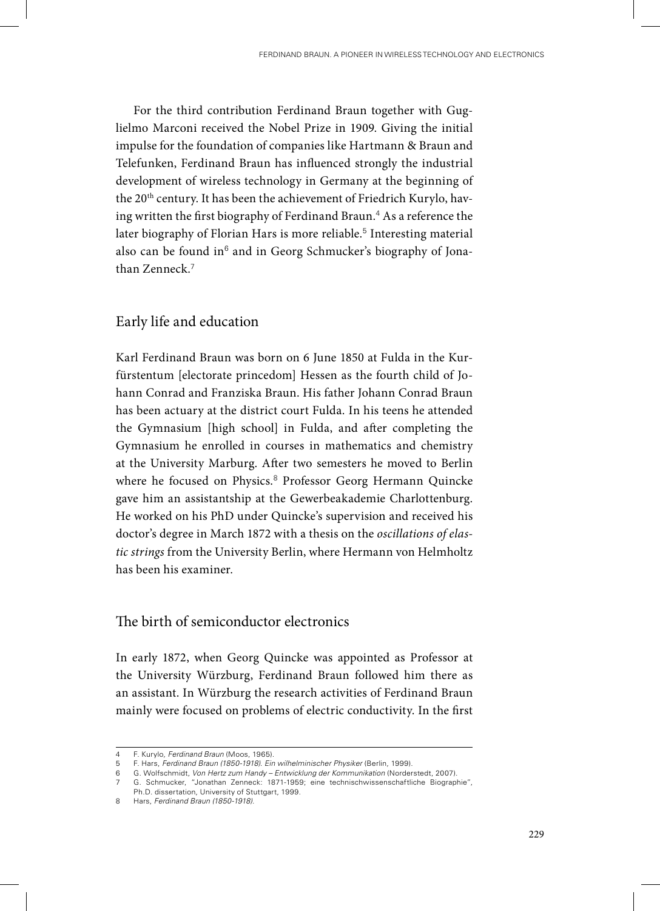For the third contribution Ferdinand Braun together with Guglielmo Marconi received the Nobel Prize in 1909. Giving the initial impulse for the foundation of companies like Hartmann & Braun and Telefunken, Ferdinand Braun has influenced strongly the industrial development of wireless technology in Germany at the beginning of the 20th century. It has been the achievement of Friedrich Kurylo, having written the first biography of Ferdinand Braun.[4] As a reference the later biography of Florian Hars is more reliable.[5] Interesting material also can be found in[6] and in Georg Schmucker's biography of Jonathan Zenneck.[7]

## Early life and education

Karl Ferdinand Braun was born on 6 June 1850 at Fulda in the Kurfürstentum [electorate princedom] Hessen as the fourth child of Johann Conrad and Franziska Braun. His father Johann Conrad Braun has been actuary at the district court Fulda. In his teens he attended the Gymnasium [high school] in Fulda, and after completing the Gymnasium he enrolled in courses in mathematics and chemistry at the University Marburg. After two semesters he moved to Berlin where he focused on Physics.[8] Professor Georg Hermann Quincke gave him an assistantship at the Gewerbeakademie Charlottenburg. He worked on his PhD under Quincke's supervision and received his doctor's degree in March 1872 with a thesis on the *oscillations of elastic strings* from the University Berlin, where Hermann von Helmholtz has been his examiner.

## The birth of semiconductor electronics

In early 1872, when Georg Quincke was appointed as Professor at the University Würzburg, Ferdinand Braun followed him there as an assistant. In Würzburg the research activities of Ferdinand Braun mainly were focused on problems of electric conductivity. In the first

---

4 F. Kurylo, *Ferdinand Braun* (Moos, 1965).

5 F. Hars, *Ferdinand Braun (1850-1918). Ein wilhelminischer Physiker* (Berlin, 1999).

6 G. Wolfschmidt, *Von Hertz zum Handy – Entwicklung der Kommunikation* (Norderstedt, 2007).

7 G. Schmucker, "Jonathan Zenneck: 1871-1959; eine technischwissenschaftliche Biographie", Ph.D. dissertation, University of Stuttgart, 1999.

8 Hars, *Ferdinand Braun (1850-1918).*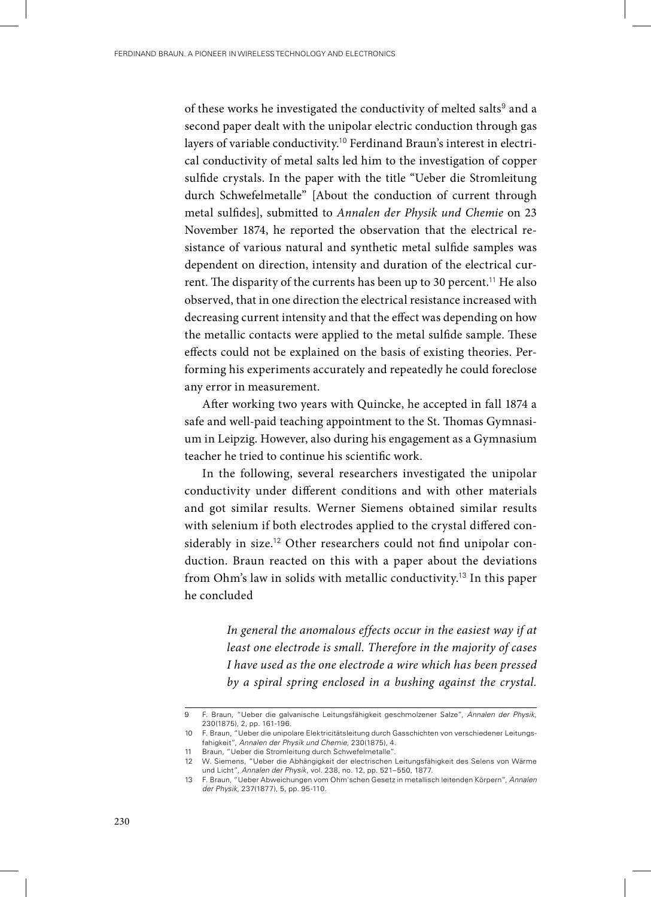of these works he investigated the conductivity of melted salts[9] and a second paper dealt with the unipolar electric conduction through gas layers of variable conductivity.[10] Ferdinand Braun's interest in electrical conductivity of metal salts led him to the investigation of copper sulfide crystals. In the paper with the title "Ueber die Stromleitung durch Schwefelmetalle" [About the conduction of current through metal sulfides], submitted to *Annalen der Physik und Chemie* on 23 November 1874, he reported the observation that the electrical resistance of various natural and synthetic metal sulfide samples was dependent on direction, intensity and duration of the electrical current. The disparity of the currents has been up to 30 percent.[11] He also observed, that in one direction the electrical resistance increased with decreasing current intensity and that the effect was depending on how the metallic contacts were applied to the metal sulfide sample. These effects could not be explained on the basis of existing theories. Performing his experiments accurately and repeatedly he could foreclose any error in measurement.

After working two years with Quincke, he accepted in fall 1874 a safe and well-paid teaching appointment to the St. Thomas Gymnasium in Leipzig. However, also during his engagement as a Gymnasium teacher he tried to continue his scientific work.

In the following, several researchers investigated the unipolar conductivity under different conditions and with other materials and got similar results. Werner Siemens obtained similar results with selenium if both electrodes applied to the crystal differed considerably in size.[12] Other researchers could not find unipolar conduction. Braun reacted on this with a paper about the deviations from Ohm's law in solids with metallic conductivity.[13] In this paper he concluded

> *In general the anomalous effects occur in the easiest way if at least one electrode is small. Therefore in the majority of cases I have used as the one electrode a wire which has been pressed by a spiral spring enclosed in a bushing against the crystal.*

---

9 F. Braun, "Ueber die galvanische Leitungsfähigkeit geschmolzener Salze", *Annalen der Physik*, 230(1875), 2, pp. 161-196.

10 F. Braun, "Ueber die unipolare Elektricitätsleitung durch Gasschichten von verschiedener Leitungsfahigkeit", *Annalen der Physik und Chemie*, 230(1875), 4.

11 Braun, "Ueber die Stromleitung durch Schwefelmetalle".

12 W. Siemens, "Ueber die Abhängigkeit der electrischen Leitungsfähigkeit des Selens von Wärme und Licht", *Annalen der Physik*, vol. 238, no. 12, pp. 521–550, 1877.

13 F. Braun, "Ueber Abweichungen vom Ohm'schen Gesetz in metallisch leitenden Körpern", *Annalen der Physik*, 237(1877), 5, pp. 95-110.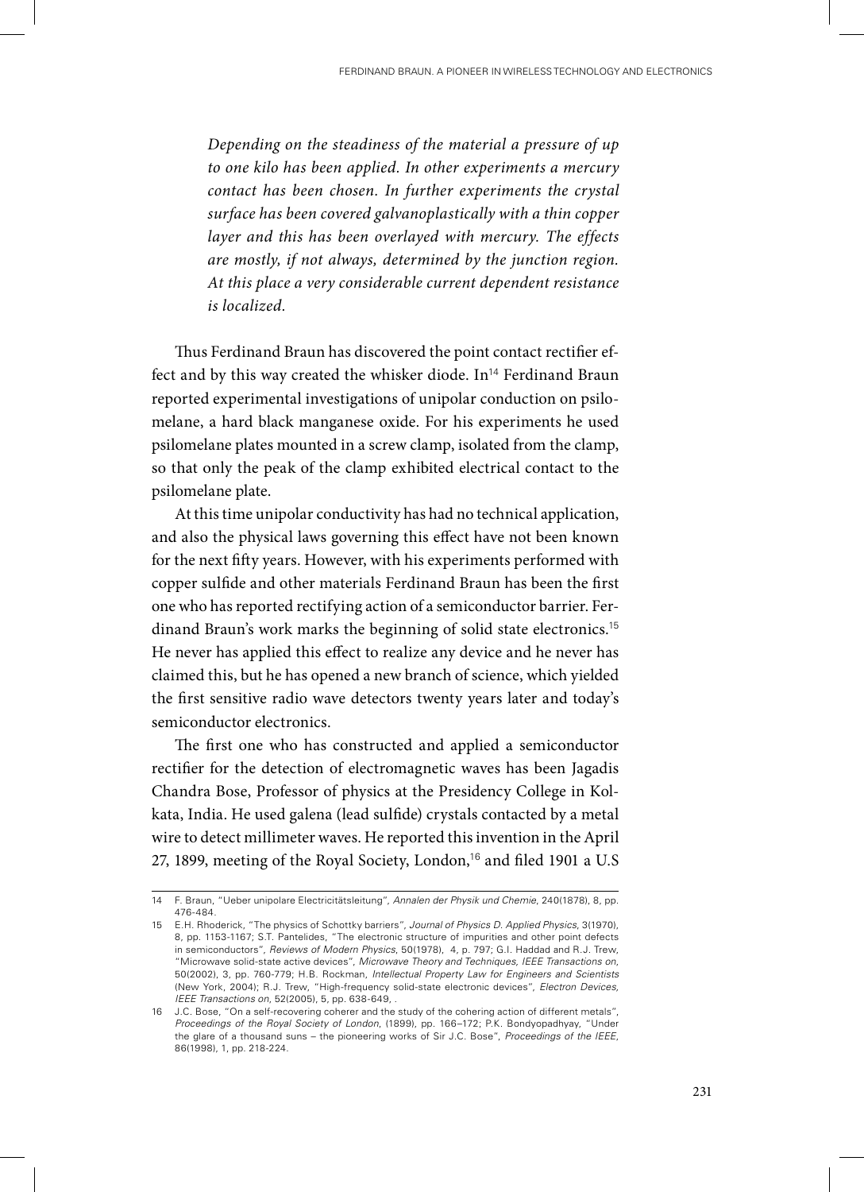*Depending on the steadiness of the material a pressure of up to one kilo has been applied. In other experiments a mercury contact has been chosen. In further experiments the crystal surface has been covered galvanoplastically with a thin copper layer and this has been overlayed with mercury. The effects are mostly, if not always, determined by the junction region. At this place a very considerable current dependent resistance is localized.*

Thus Ferdinand Braun has discovered the point contact rectifier effect and by this way created the whisker diode. In[14] Ferdinand Braun reported experimental investigations of unipolar conduction on psilomelane, a hard black manganese oxide. For his experiments he used psilomelane plates mounted in a screw clamp, isolated from the clamp, so that only the peak of the clamp exhibited electrical contact to the psilomelane plate.

At this time unipolar conductivity has had no technical application, and also the physical laws governing this effect have not been known for the next fifty years. However, with his experiments performed with copper sulfide and other materials Ferdinand Braun has been the first one who has reported rectifying action of a semiconductor barrier. Ferdinand Braun's work marks the beginning of solid state electronics.[15] He never has applied this effect to realize any device and he never has claimed this, but he has opened a new branch of science, which yielded the first sensitive radio wave detectors twenty years later and today's semiconductor electronics.

The first one who has constructed and applied a semiconductor rectifier for the detection of electromagnetic waves has been Jagadis Chandra Bose, Professor of physics at the Presidency College in Kolkata, India. He used galena (lead sulfide) crystals contacted by a metal wire to detect millimeter waves. He reported this invention in the April 27, 1899, meeting of the Royal Society, London,[16] and filed 1901 a U.S

---

14 F. Braun, "Ueber unipolare Electricitätsleitung", *Annalen der Physik und Chemie*, 240(1878), 8, pp. 476-484.

15 E.H. Rhoderick, "The physics of Schottky barriers", *Journal of Physics D. Applied Physics*, 3(1970), 8, pp. 1153-1167; S.T. Pantelides, "The electronic structure of impurities and other point defects in semiconductors", *Reviews of Modern Physics*, 50(1978), 4, p. 797; G.I. Haddad and R.J. Trew, "Microwave solid-state active devices", *Microwave Theory and Techniques, IEEE Transactions on*, 50(2002), 3, pp. 760-779; H.B. Rockman, *Intellectual Property Law for Engineers and Scientists* (New York, 2004); R.J. Trew, "High-frequency solid-state electronic devices", *Electron Devices, IEEE Transactions on*, 52(2005), 5, pp. 638-649, .

16 J.C. Bose, "On a self-recovering coherer and the study of the cohering action of different metals", *Proceedings of the Royal Society of London*, (1899), pp. 166–172; P.K. Bondyopadhyay, "Under the glare of a thousand suns – the pioneering works of Sir J.C. Bose", *Proceedings of the IEEE*, 86(1998), 1, pp. 218-224.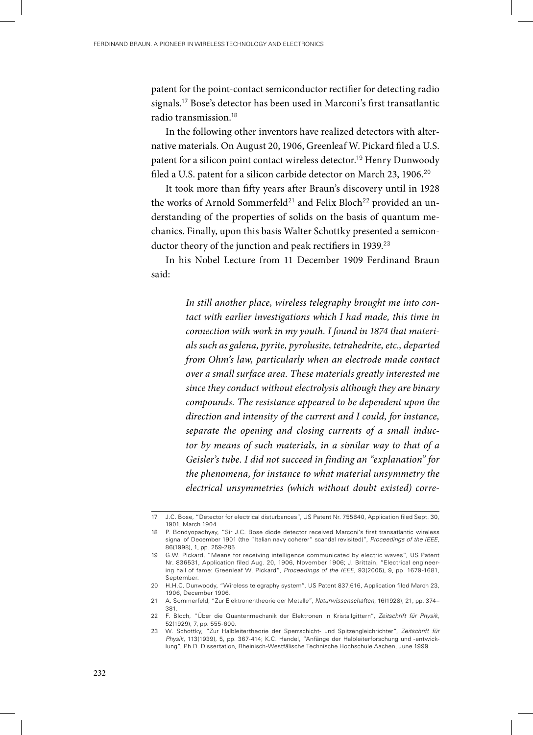patent for the point-contact semiconductor rectifier for detecting radio signals.[17] Bose's detector has been used in Marconi's first transatlantic radio transmission.[18]

In the following other inventors have realized detectors with alternative materials. On August 20, 1906, Greenleaf W. Pickard filed a U.S. patent for a silicon point contact wireless detector.[19] Henry Dunwoody filed a U.S. patent for a silicon carbide detector on March 23, 1906.[20]

It took more than fifty years after Braun's discovery until in 1928 the works of Arnold Sommerfeld[21] and Felix Bloch[22] provided an understanding of the properties of solids on the basis of quantum mechanics. Finally, upon this basis Walter Schottky presented a semiconductor theory of the junction and peak rectifiers in 1939.[23]

In his Nobel Lecture from 11 December 1909 Ferdinand Braun said:

> *In still another place, wireless telegraphy brought me into contact with earlier investigations which I had made, this time in connection with work in my youth. I found in 1874 that materials such as galena, pyrite, pyrolusite, tetrahedrite, etc., departed from Ohm's law, particularly when an electrode made contact over a small surface area. These materials greatly interested me since they conduct without electrolysis although they are binary compounds. The resistance appeared to be dependent upon the direction and intensity of the current and I could, for instance, separate the opening and closing currents of a small inductor by means of such materials, in a similar way to that of a Geisler's tube. I did not succeed in finding an "explanation" for the phenomena, for instance to what material unsymmetry the electrical unsymmetries (which without doubt existed) corre-*

---

17 J.C. Bose, "Detector for electrical disturbances", US Patent Nr. 755840, Application filed Sept. 30, 1901, March 1904.

18 P. Bondyopadhyay, "Sir J.C. Bose diode detector received Marconi's first transatlantic wireless signal of December 1901 (the "Italian navy coherer" scandal revisited)", *Proceedings of the IEEE*, 86(1998), 1, pp. 259-285.

19 G.W. Pickard, "Means for receiving intelligence communicated by electric waves", US Patent Nr. 836531, Application filed Aug. 20, 1906, November 1906; J. Brittain, "Electrical engineering hall of fame: Greenleaf W. Pickard", *Proceedings of the IEEE*, 93(2005), 9, pp. 1679-1681, September.

20 H.H.C. Dunwoody, "Wireless telegraphy system", US Patent 837,616, Application filed March 23, 1906, December 1906.

21 A. Sommerfeld, "Zur Elektronentheorie der Metalle", *Naturwissenschaften*, 16(1928), 21, pp. 374–381.

22 F. Bloch, "Über die Quantenmechanik der Elektronen in Kristallgittern", *Zeitschrift für Physik*, 52(1929), 7, pp. 555-600.

23 W. Schottky, "Zur Halbleitertheorie der Sperrschicht- und Spitzengleichrichter", *Zeitschrift für Physik*, 113(1939), 5, pp. 367-414; K.C. Handel, "Anfänge der Halbleiterforschung und -entwicklung", Ph.D. Dissertation, Rheinisch-Westfälische Technische Hochschule Aachen, June 1999.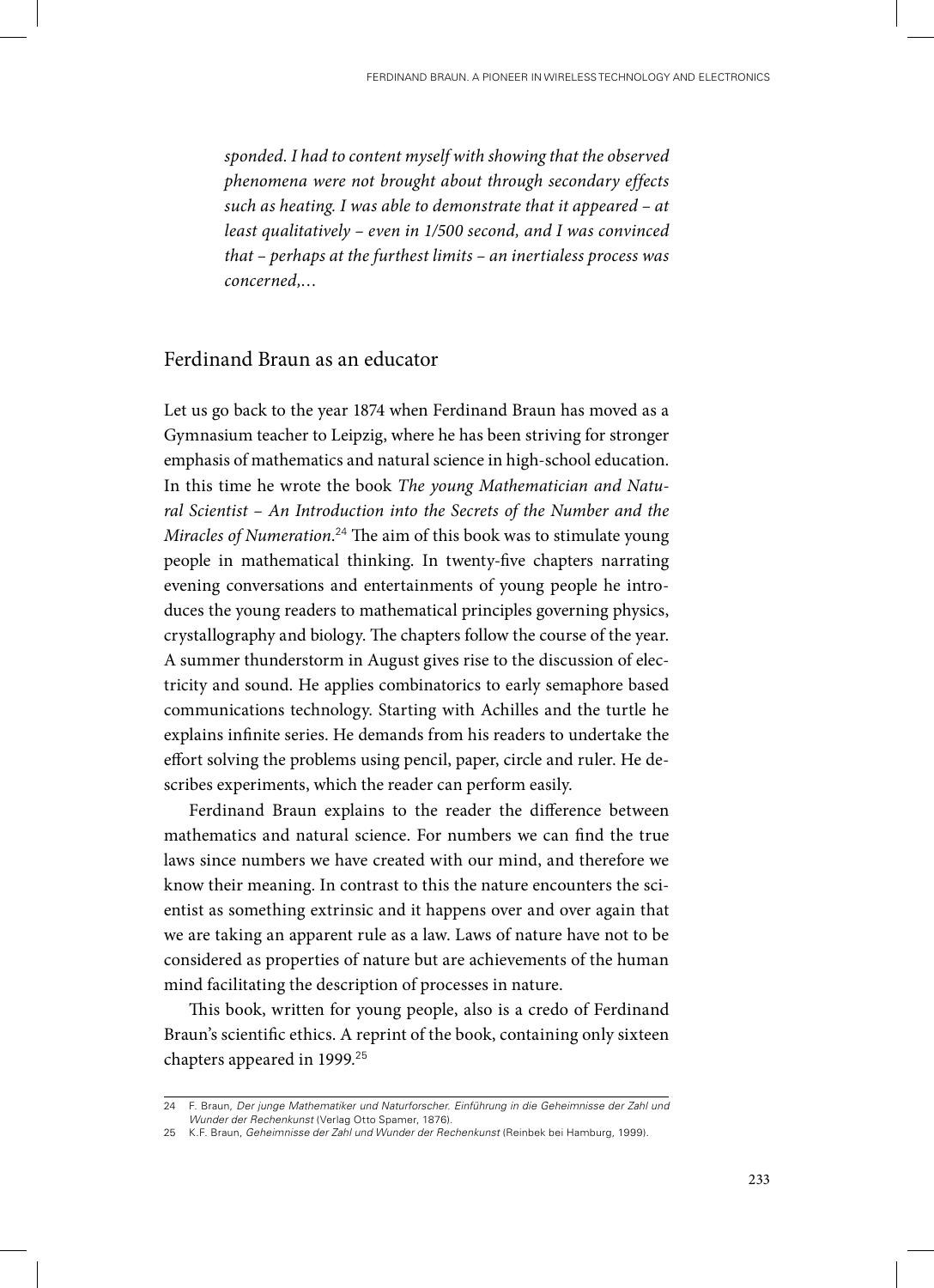*sponded. I had to content myself with showing that the observed phenomena were not brought about through secondary effects such as heating. I was able to demonstrate that it appeared – at least qualitatively – even in 1/500 second, and I was convinced that – perhaps at the furthest limits – an inertialess process was concerned,…*

## Ferdinand Braun as an educator

Let us go back to the year 1874 when Ferdinand Braun has moved as a Gymnasium teacher to Leipzig, where he has been striving for stronger emphasis of mathematics and natural science in high-school education. In this time he wrote the book *The young Mathematician and Natural Scientist – An Introduction into the Secrets of the Number and the Miracles of Numeration*.[24] The aim of this book was to stimulate young people in mathematical thinking. In twenty-five chapters narrating evening conversations and entertainments of young people he introduces the young readers to mathematical principles governing physics, crystallography and biology. The chapters follow the course of the year. A summer thunderstorm in August gives rise to the discussion of electricity and sound. He applies combinatorics to early semaphore based communications technology. Starting with Achilles and the turtle he explains infinite series. He demands from his readers to undertake the effort solving the problems using pencil, paper, circle and ruler. He describes experiments, which the reader can perform easily.

Ferdinand Braun explains to the reader the difference between mathematics and natural science. For numbers we can find the true laws since numbers we have created with our mind, and therefore we know their meaning. In contrast to this the nature encounters the scientist as something extrinsic and it happens over and over again that we are taking an apparent rule as a law. Laws of nature have not to be considered as properties of nature but are achievements of the human mind facilitating the description of processes in nature.

This book, written for young people, also is a credo of Ferdinand Braun's scientific ethics. A reprint of the book, containing only sixteen chapters appeared in 1999.[25]

---

24 F. Braun, *Der junge Mathematiker und Naturforscher. Einführung in die Geheimnisse der Zahl und Wunder der Rechenkunst* (Verlag Otto Spamer, 1876).

25 K.F. Braun, *Geheimnisse der Zahl und Wunder der Rechenkunst* (Reinbek bei Hamburg, 1999).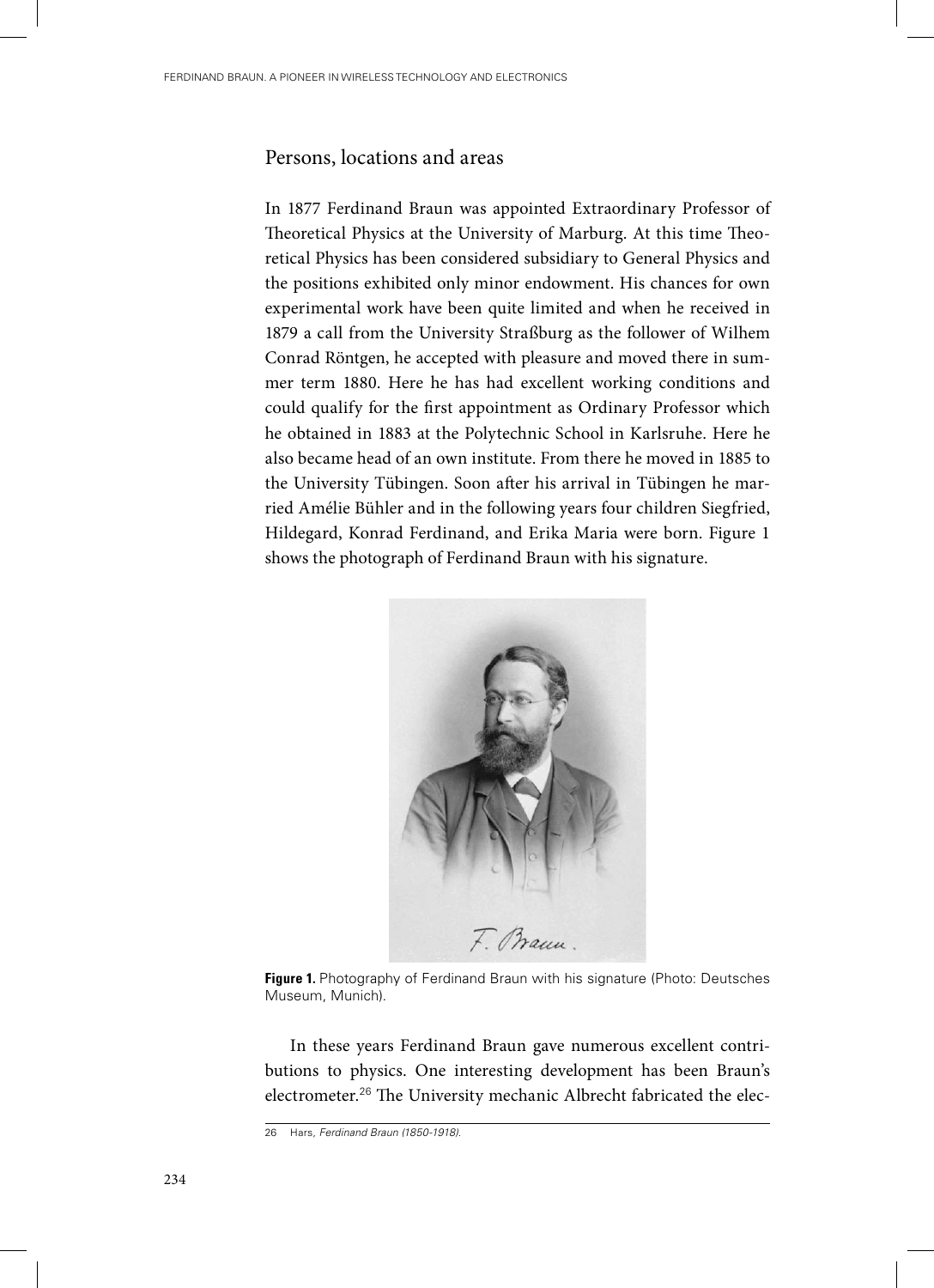## Persons, locations and areas

In 1877 Ferdinand Braun was appointed Extraordinary Professor of Theoretical Physics at the University of Marburg. At this time Theoretical Physics has been considered subsidiary to General Physics and the positions exhibited only minor endowment. His chances for own experimental work have been quite limited and when he received in 1879 a call from the University Straßburg as the follower of Wilhem Conrad Röntgen, he accepted with pleasure and moved there in summer term 1880. Here he has had excellent working conditions and could qualify for the first appointment as Ordinary Professor which he obtained in 1883 at the Polytechnic School in Karlsruhe. Here he also became head of an own institute. From there he moved in 1885 to the University Tübingen. Soon after his arrival in Tübingen he married Amélie Bühler and in the following years four children Siegfried, Hildegard, Konrad Ferdinand, and Erika Maria were born. Figure 1 shows the photograph of Ferdinand Braun with his signature.

**Figure 1.** Photography of Ferdinand Braun with his signature (Photo: Deutsches Museum, Munich).

In these years Ferdinand Braun gave numerous excellent contributions to physics. One interesting development has been Braun's electrometer.[26] The University mechanic Albrecht fabricated the elec-

---

26 Hars, *Ferdinand Braun (1850-1918)*.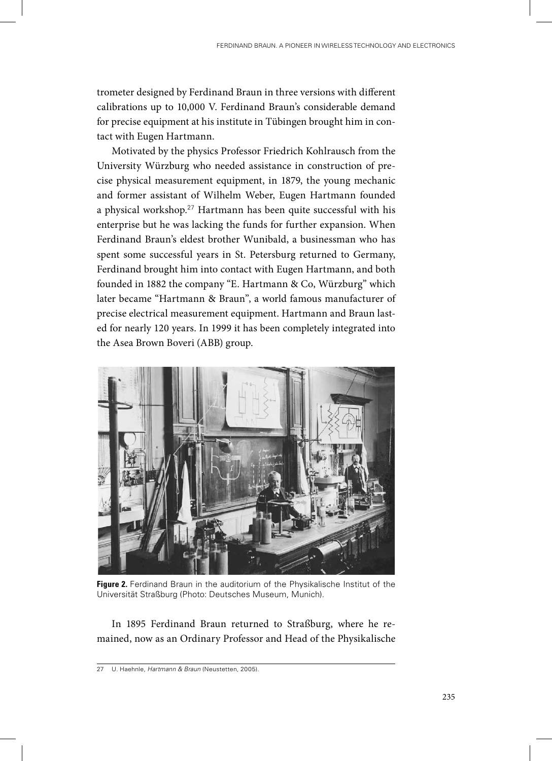trometer designed by Ferdinand Braun in three versions with different calibrations up to 10,000 V. Ferdinand Braun's considerable demand for precise equipment at his institute in Tübingen brought him in contact with Eugen Hartmann.

Motivated by the physics Professor Friedrich Kohlrausch from the University Würzburg who needed assistance in construction of precise physical measurement equipment, in 1879, the young mechanic and former assistant of Wilhelm Weber, Eugen Hartmann founded a physical workshop.[27] Hartmann has been quite successful with his enterprise but he was lacking the funds for further expansion. When Ferdinand Braun's eldest brother Wunibald, a businessman who has spent some successful years in St. Petersburg returned to Germany, Ferdinand brought him into contact with Eugen Hartmann, and both founded in 1882 the company "E. Hartmann & Co, Würzburg" which later became "Hartmann & Braun", a world famous manufacturer of precise electrical measurement equipment. Hartmann and Braun lasted for nearly 120 years. In 1999 it has been completely integrated into the Asea Brown Boveri (ABB) group.

**Figure 2.** Ferdinand Braun in the auditorium of the Physikalische Institut of the Universität Straßburg (Photo: Deutsches Museum, Munich).

In 1895 Ferdinand Braun returned to Straßburg, where he remained, now as an Ordinary Professor and Head of the Physikalische

27 U. Haehnle, *Hartmann & Braun* (Neustetten, 2005).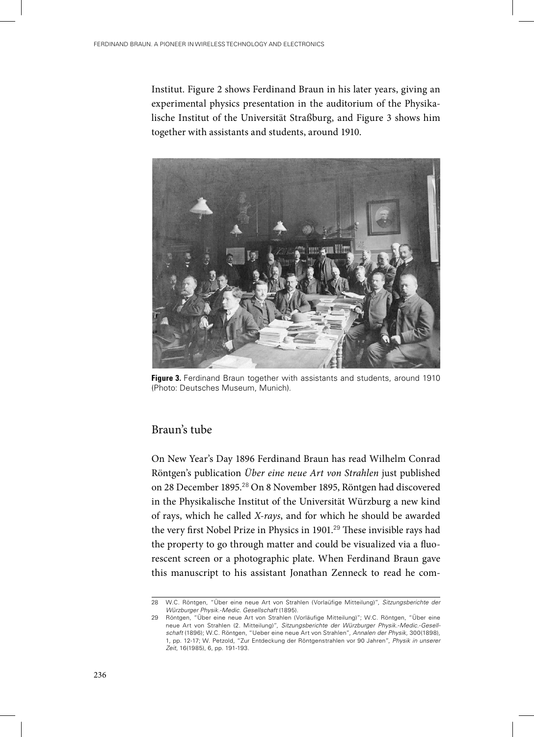Institut. Figure 2 shows Ferdinand Braun in his later years, giving an experimental physics presentation in the auditorium of the Physikalische Institut of the Universität Straßburg, and Figure 3 shows him together with assistants and students, around 1910.

**Figure 3.** Ferdinand Braun together with assistants and students, around 1910 (Photo: Deutsches Museum, Munich).

## Braun's tube

On New Year's Day 1896 Ferdinand Braun has read Wilhelm Conrad Röntgen's publication *Über eine neue Art von Strahlen* just published on 28 December 1895.[28] On 8 November 1895, Röntgen had discovered in the Physikalische Institut of the Universität Würzburg a new kind of rays, which he called *X-rays*, and for which he should be awarded the very first Nobel Prize in Physics in 1901.[29] These invisible rays had the property to go through matter and could be visualized via a fluorescent screen or a photographic plate. When Ferdinand Braun gave this manuscript to his assistant Jonathan Zenneck to read he com-

---

28 W.C. Röntgen, "Über eine neue Art von Strahlen (Vorlaüfige Mitteilung)", *Sitzungsberichte der Würzburger Physik.-Medic. Gesellschaft* (1895).

29 Röntgen, "Über eine neue Art von Strahlen (Vorläufige Mitteilung)"; W.C. Röntgen, "Über eine neue Art von Strahlen (2. Mitteilung)", *Sitzungsberichte der Würzburger Physik.-Medic.-Gesellschaft* (1896); W.C. Röntgen, "Ueber eine neue Art von Strahlen", *Annalen der Physik*, 300(1898), 1, pp. 12-17; W. Petzold, "Zur Entdeckung der Röntgenstrahlen vor 90 Jahren", *Physik in unserer Zeit*, 16(1985), 6, pp. 191-193.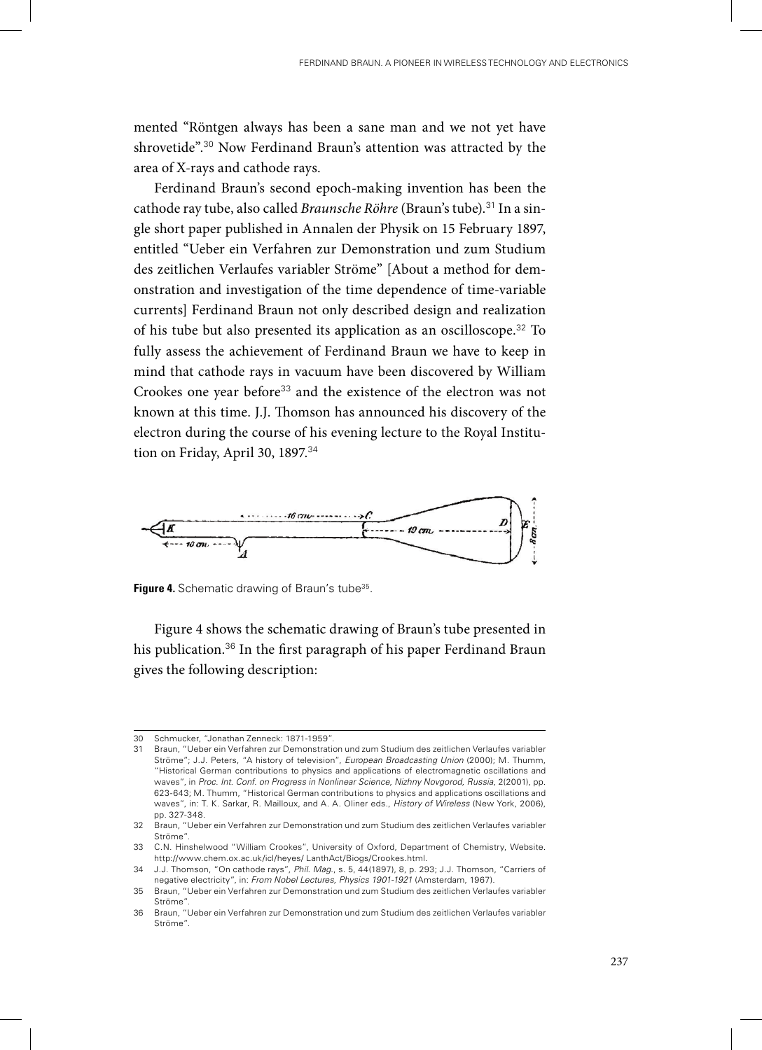mented "Röntgen always has been a sane man and we not yet have shrovetide".[30] Now Ferdinand Braun's attention was attracted by the area of X-rays and cathode rays.

Ferdinand Braun's second epoch-making invention has been the cathode ray tube, also called *Braunsche Röhre* (Braun's tube).[31] In a single short paper published in Annalen der Physik on 15 February 1897, entitled "Ueber ein Verfahren zur Demonstration und zum Studium des zeitlichen Verlaufes variabler Ströme" [About a method for demonstration and investigation of the time dependence of time-variable currents] Ferdinand Braun not only described design and realization of his tube but also presented its application as an oscilloscope.[32] To fully assess the achievement of Ferdinand Braun we have to keep in mind that cathode rays in vacuum have been discovered by William Crookes one year before[33] and the existence of the electron was not known at this time. J.J. Thomson has announced his discovery of the electron during the course of his evening lecture to the Royal Institution on Friday, April 30, 1897.[34]

**Figure 4.** Schematic drawing of Braun's tube[35].

Figure 4 shows the schematic drawing of Braun's tube presented in his publication.[36] In the first paragraph of his paper Ferdinand Braun gives the following description:

---

30 Schmucker, "Jonathan Zenneck: 1871-1959".

31 Braun, "Ueber ein Verfahren zur Demonstration und zum Studium des zeitlichen Verlaufes variabler Ströme"; J.J. Peters, "A history of television", *European Broadcasting Union* (2000); M. Thumm, "Historical German contributions to physics and applications of electromagnetic oscillations and waves", in *Proc. Int. Conf. on Progress in Nonlinear Science, Nizhny Novgorod, Russia*, 2(2001), pp. 623-643; M. Thumm, "Historical German contributions to physics and applications oscillations and waves", in: T. K. Sarkar, R. Mailloux, and A. A. Oliner eds., *History of Wireless* (New York, 2006), pp. 327-348.

32 Braun, "Ueber ein Verfahren zur Demonstration und zum Studium des zeitlichen Verlaufes variabler Ströme".

33 C.N. Hinshelwood "William Crookes", University of Oxford, Department of Chemistry, Website. http://www.chem.ox.ac.uk/icl/heyes/ LanthAct/Biogs/Crookes.html.

34 J.J. Thomson, "On cathode rays", *Phil. Mag.*, s. 5, 44(1897), 8, p. 293; J.J. Thomson, "Carriers of negative electricity", in: *From Nobel Lectures, Physics 1901-1921* (Amsterdam, 1967).

35 Braun, "Ueber ein Verfahren zur Demonstration und zum Studium des zeitlichen Verlaufes variabler Ströme".

36 Braun, "Ueber ein Verfahren zur Demonstration und zum Studium des zeitlichen Verlaufes variabler Ströme".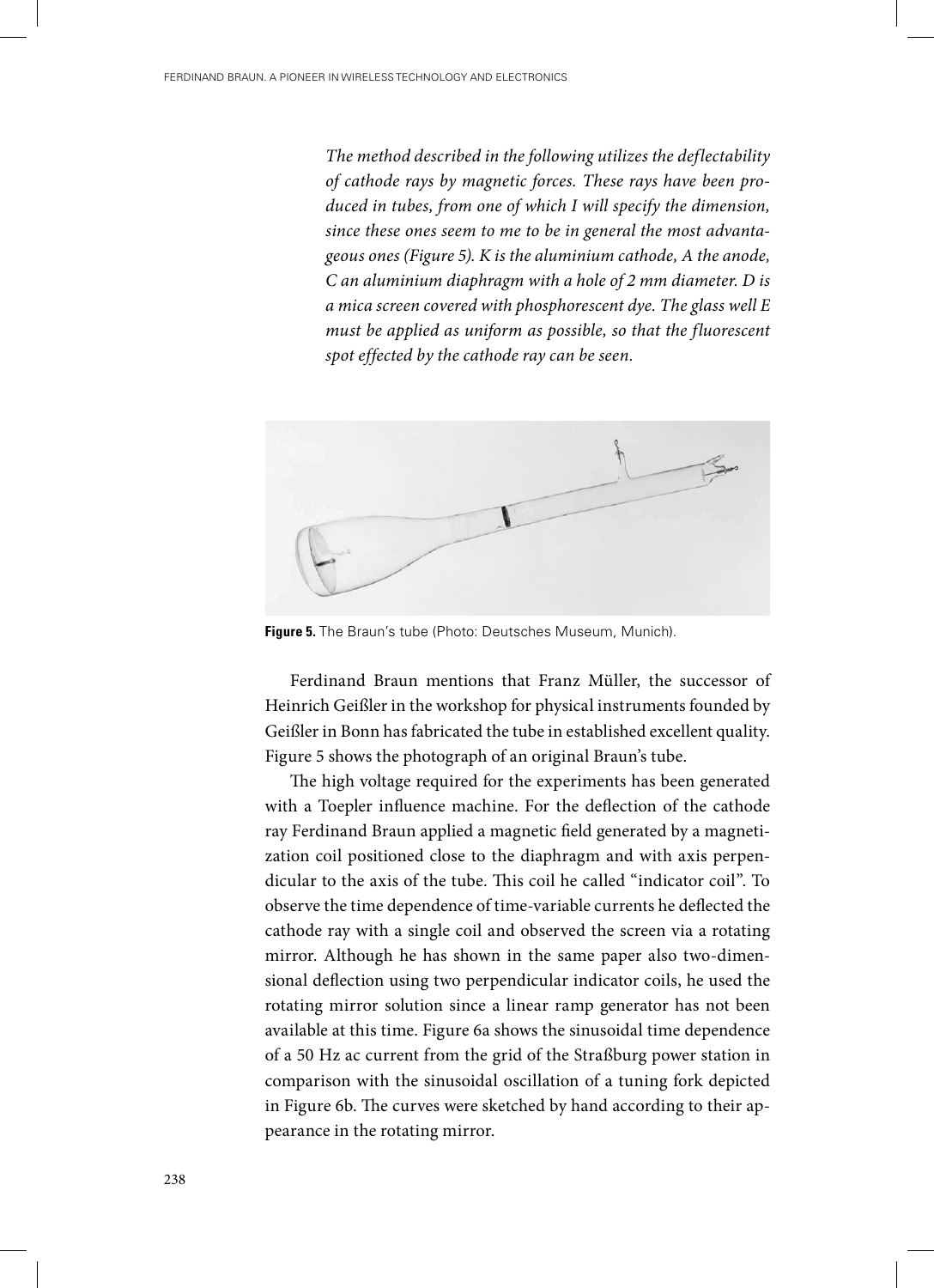*The method described in the following utilizes the deflectability of cathode rays by magnetic forces. These rays have been produced in tubes, from one of which I will specify the dimension, since these ones seem to me to be in general the most advantageous ones (Figure 5). K is the aluminium cathode, A the anode, C an aluminium diaphragm with a hole of 2 mm diameter. D is a mica screen covered with phosphorescent dye. The glass well E must be applied as uniform as possible, so that the fluorescent spot effected by the cathode ray can be seen.*

**Figure 5.** The Braun's tube (Photo: Deutsches Museum, Munich).

Ferdinand Braun mentions that Franz Müller, the successor of Heinrich Geißler in the workshop for physical instruments founded by Geißler in Bonn has fabricated the tube in established excellent quality. Figure 5 shows the photograph of an original Braun's tube.

The high voltage required for the experiments has been generated with a Toepler influence machine. For the deflection of the cathode ray Ferdinand Braun applied a magnetic field generated by a magnetization coil positioned close to the diaphragm and with axis perpendicular to the axis of the tube. This coil he called "indicator coil". To observe the time dependence of time-variable currents he deflected the cathode ray with a single coil and observed the screen via a rotating mirror. Although he has shown in the same paper also two-dimensional deflection using two perpendicular indicator coils, he used the rotating mirror solution since a linear ramp generator has not been available at this time. Figure 6a shows the sinusoidal time dependence of a 50 Hz ac current from the grid of the Straßburg power station in comparison with the sinusoidal oscillation of a tuning fork depicted in Figure 6b. The curves were sketched by hand according to their appearance in the rotating mirror.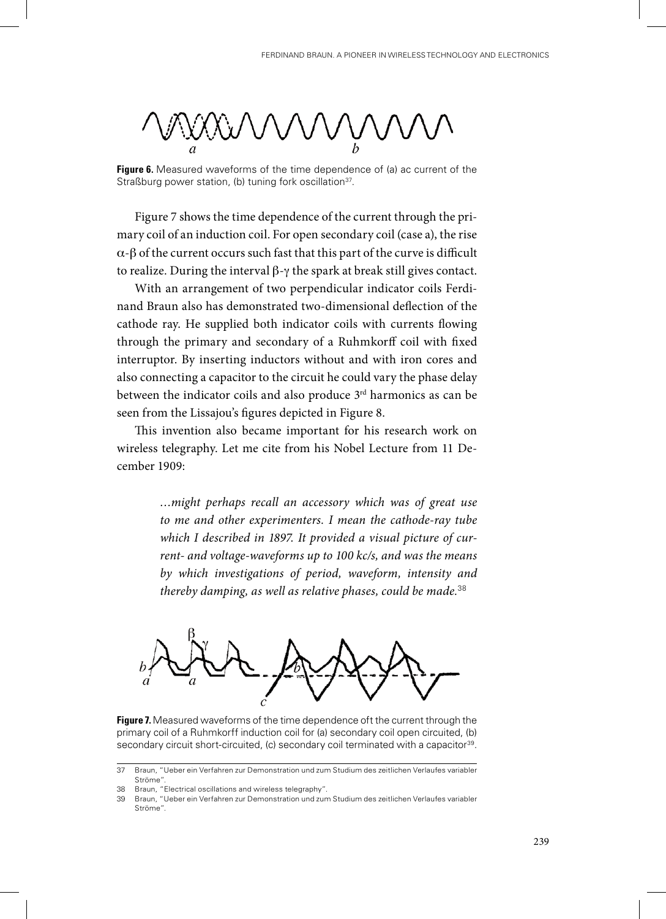**Figure 6.** Measured waveforms of the time dependence of (a) ac current of the Straßburg power station, (b) tuning fork oscillation[37].

Figure 7 shows the time dependence of the current through the primary coil of an induction coil. For open secondary coil (case a), the rise $\alpha$-$\beta$ of the current occurs such fast that this part of the curve is difficult to realize. During the interval $\beta$-$\gamma$ the spark at break still gives contact.

With an arrangement of two perpendicular indicator coils Ferdinand Braun also has demonstrated two-dimensional deflection of the cathode ray. He supplied both indicator coils with currents flowing through the primary and secondary of a Ruhmkorff coil with fixed interruptor. By inserting inductors without and with iron cores and also connecting a capacitor to the circuit he could vary the phase delay between the indicator coils and also produce 3rd harmonics as can be seen from the Lissajou's figures depicted in Figure 8.

This invention also became important for his research work on wireless telegraphy. Let me cite from his Nobel Lecture from 11 December 1909:

> *…might perhaps recall an accessory which was of great use to me and other experimenters. I mean the cathode-ray tube which I described in 1897. It provided a visual picture of current- and voltage-waveforms up to 100 kc/s, and was the means by which investigations of period, waveform, intensity and thereby damping, as well as relative phases, could be made.*[38]

**Figure 7.** Measured waveforms of the time dependence oft the current through the primary coil of a Ruhmkorff induction coil for (a) secondary coil open circuited, (b) secondary circuit short-circuited, (c) secondary coil terminated with a capacitor[39].

---

37 Braun, "Ueber ein Verfahren zur Demonstration und zum Studium des zeitlichen Verlaufes variabler Ströme".

38 Braun, "Electrical oscillations and wireless telegraphy".

39 Braun, "Ueber ein Verfahren zur Demonstration und zum Studium des zeitlichen Verlaufes variabler Ströme".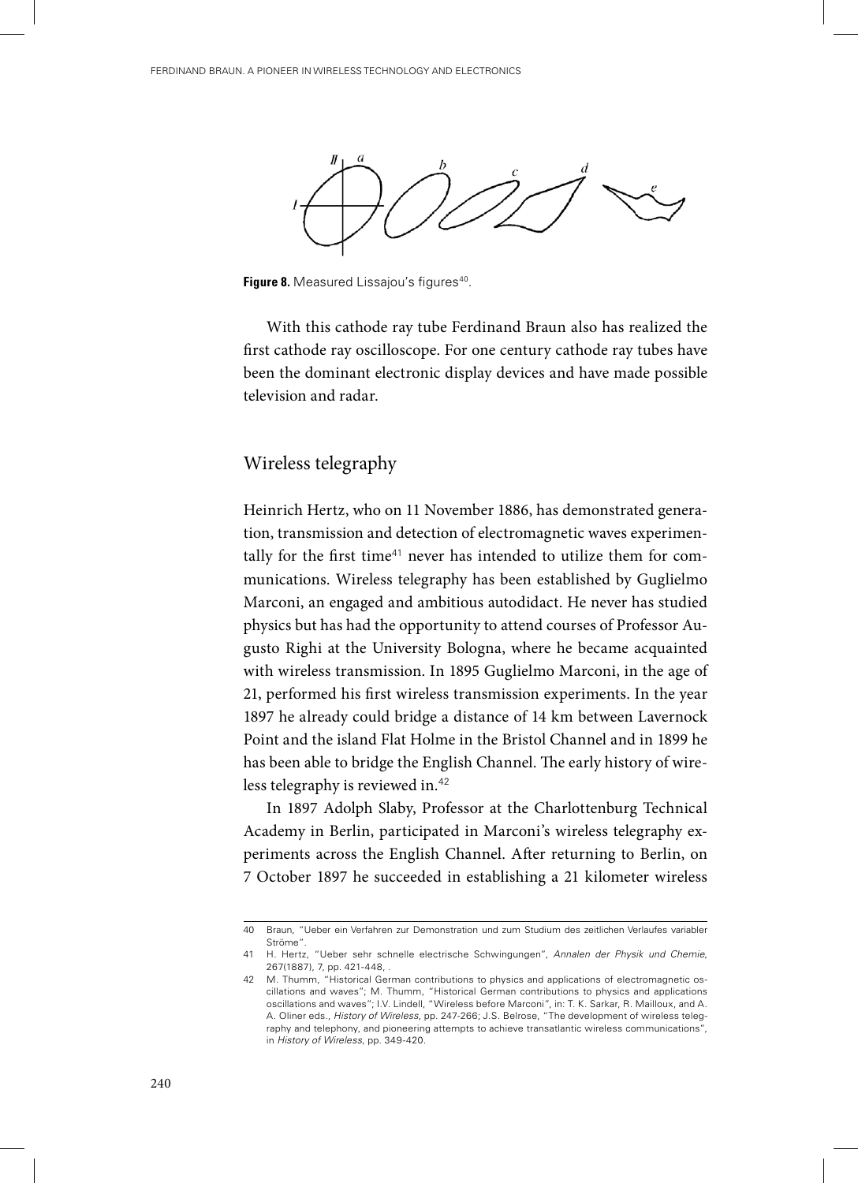**Figure 8.** Measured Lissajou's figures[40].

With this cathode ray tube Ferdinand Braun also has realized the first cathode ray oscilloscope. For one century cathode ray tubes have been the dominant electronic display devices and have made possible television and radar.

## Wireless telegraphy

Heinrich Hertz, who on 11 November 1886, has demonstrated generation, transmission and detection of electromagnetic waves experimentally for the first time[41] never has intended to utilize them for communications. Wireless telegraphy has been established by Guglielmo Marconi, an engaged and ambitious autodidact. He never has studied physics but has had the opportunity to attend courses of Professor Augusto Righi at the University Bologna, where he became acquainted with wireless transmission. In 1895 Guglielmo Marconi, in the age of 21, performed his first wireless transmission experiments. In the year 1897 he already could bridge a distance of 14 km between Lavernock Point and the island Flat Holme in the Bristol Channel and in 1899 he has been able to bridge the English Channel. The early history of wireless telegraphy is reviewed in.[42]

In 1897 Adolph Slaby, Professor at the Charlottenburg Technical Academy in Berlin, participated in Marconi's wireless telegraphy experiments across the English Channel. After returning to Berlin, on 7 October 1897 he succeeded in establishing a 21 kilometer wireless

---

40 Braun, "Ueber ein Verfahren zur Demonstration und zum Studium des zeitlichen Verlaufes variabler Ströme".

41 H. Hertz, "Ueber sehr schnelle electrische Schwingungen", *Annalen der Physik und Chemie*, 267(1887), 7, pp. 421-448, .

42 M. Thumm, "Historical German contributions to physics and applications of electromagnetic oscillations and waves"; M. Thumm, "Historical German contributions to physics and applications oscillations and waves"; I.V. Lindell, "Wireless before Marconi", in: T. K. Sarkar, R. Mailloux, and A. A. Oliner eds., *History of Wireless*, pp. 247-266; J.S. Belrose, "The development of wireless telegraphy and telephony, and pioneering attempts to achieve transatlantic wireless communications", in *History of Wireless*, pp. 349-420.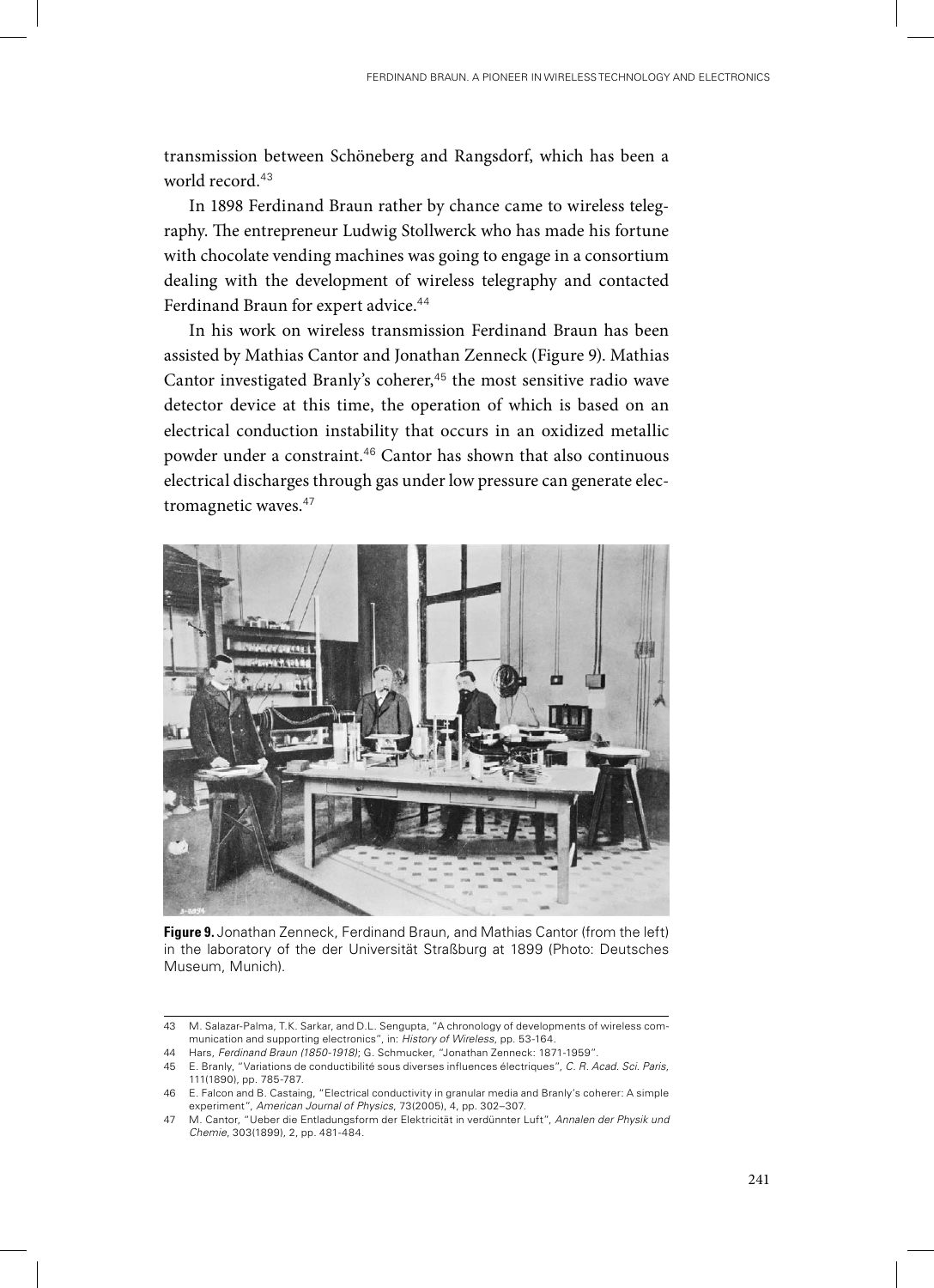transmission between Schöneberg and Rangsdorf, which has been a world record.[43]

In 1898 Ferdinand Braun rather by chance came to wireless telegraphy. The entrepreneur Ludwig Stollwerck who has made his fortune with chocolate vending machines was going to engage in a consortium dealing with the development of wireless telegraphy and contacted Ferdinand Braun for expert advice.[44]

In his work on wireless transmission Ferdinand Braun has been assisted by Mathias Cantor and Jonathan Zenneck (Figure 9). Mathias Cantor investigated Branly's coherer,[45] the most sensitive radio wave detector device at this time, the operation of which is based on an electrical conduction instability that occurs in an oxidized metallic powder under a constraint.[46] Cantor has shown that also continuous electrical discharges through gas under low pressure can generate electromagnetic waves.[47]

**Figure 9.** Jonathan Zenneck, Ferdinand Braun, and Mathias Cantor (from the left) in the laboratory of the der Universität Straßburg at 1899 (Photo: Deutsches Museum, Munich).

---

43 M. Salazar-Palma, T.K. Sarkar, and D.L. Sengupta, "A chronology of developments of wireless communication and supporting electronics", in: *History of Wireless*, pp. 53-164.

44 Hars, *Ferdinand Braun (1850-1918)*; G. Schmucker, "Jonathan Zenneck: 1871-1959".

45 E. Branly, "Variations de conductibilité sous diverses influences électriques", *C. R. Acad. Sci. Paris*, 111(1890), pp. 785-787.

46 E. Falcon and B. Castaing, "Electrical conductivity in granular media and Branly's coherer: A simple experiment", *American Journal of Physics*, 73(2005), 4, pp. 302–307.

47 M. Cantor, "Ueber die Entladungsform der Elektricität in verdünnter Luft", *Annalen der Physik und Chemie*, 303(1899), 2, pp. 481-484.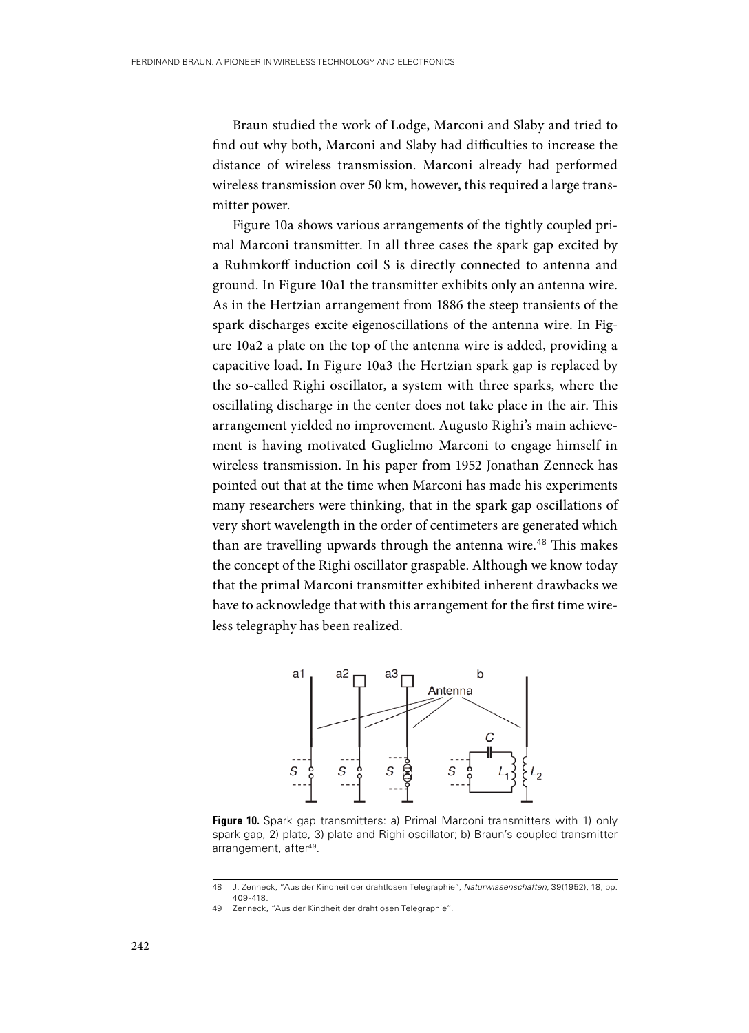Braun studied the work of Lodge, Marconi and Slaby and tried to find out why both, Marconi and Slaby had difficulties to increase the distance of wireless transmission. Marconi already had performed wireless transmission over 50 km, however, this required a large transmitter power.

Figure 10a shows various arrangements of the tightly coupled primal Marconi transmitter. In all three cases the spark gap excited by a Ruhmkorff induction coil S is directly connected to antenna and ground. In Figure 10a1 the transmitter exhibits only an antenna wire. As in the Hertzian arrangement from 1886 the steep transients of the spark discharges excite eigenoscillations of the antenna wire. In Figure 10a2 a plate on the top of the antenna wire is added, providing a capacitive load. In Figure 10a3 the Hertzian spark gap is replaced by the so-called Righi oscillator, a system with three sparks, where the oscillating discharge in the center does not take place in the air. This arrangement yielded no improvement. Augusto Righi's main achievement is having motivated Guglielmo Marconi to engage himself in wireless transmission. In his paper from 1952 Jonathan Zenneck has pointed out that at the time when Marconi has made his experiments many researchers were thinking, that in the spark gap oscillations of very short wavelength in the order of centimeters are generated which than are travelling upwards through the antenna wire.[48] This makes the concept of the Righi oscillator graspable. Although we know today that the primal Marconi transmitter exhibited inherent drawbacks we have to acknowledge that with this arrangement for the first time wireless telegraphy has been realized.

**Figure 10.** Spark gap transmitters: a) Primal Marconi transmitters with 1) only spark gap, 2) plate, 3) plate and Righi oscillator; b) Braun's coupled transmitter arrangement, after[49].

48 J. Zenneck, "Aus der Kindheit der drahtlosen Telegraphie", *Naturwissenschaften*, 39(1952), 18, pp. 409-418.

49 Zenneck, "Aus der Kindheit der drahtlosen Telegraphie".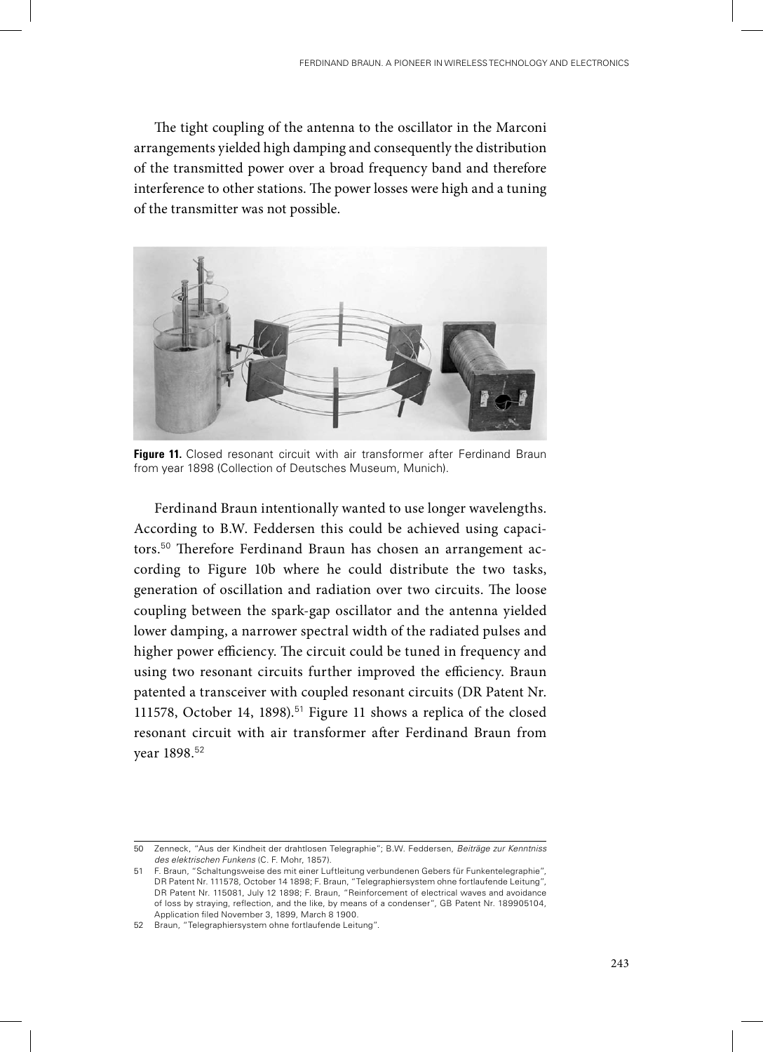The tight coupling of the antenna to the oscillator in the Marconi arrangements yielded high damping and consequently the distribution of the transmitted power over a broad frequency band and therefore interference to other stations. The power losses were high and a tuning of the transmitter was not possible.

**Figure 11.** Closed resonant circuit with air transformer after Ferdinand Braun from year 1898 (Collection of Deutsches Museum, Munich).

Ferdinand Braun intentionally wanted to use longer wavelengths. According to B.W. Feddersen this could be achieved using capacitors.[50] Therefore Ferdinand Braun has chosen an arrangement according to Figure 10b where he could distribute the two tasks, generation of oscillation and radiation over two circuits. The loose coupling between the spark-gap oscillator and the antenna yielded lower damping, a narrower spectral width of the radiated pulses and higher power efficiency. The circuit could be tuned in frequency and using two resonant circuits further improved the efficiency. Braun patented a transceiver with coupled resonant circuits (DR Patent Nr. 111578, October 14, 1898).[51] Figure 11 shows a replica of the closed resonant circuit with air transformer after Ferdinand Braun from year 1898.[52]

---

50 Zenneck, "Aus der Kindheit der drahtlosen Telegraphie"; B.W. Feddersen, *Beiträge zur Kenntniss des elektrischen Funkens* (C. F. Mohr, 1857).

51 F. Braun, "Schaltungsweise des mit einer Luftleitung verbundenen Gebers für Funkentelegraphie", DR Patent Nr. 111578, October 14 1898; F. Braun, "Telegraphiersystem ohne fortlaufende Leitung", DR Patent Nr. 115081, July 12 1898; F. Braun, "Reinforcement of electrical waves and avoidance of loss by straying, reflection, and the like, by means of a condenser", GB Patent Nr. 189905104, Application filed November 3, 1899, March 8 1900.

52 Braun, "Telegraphiersystem ohne fortlaufende Leitung".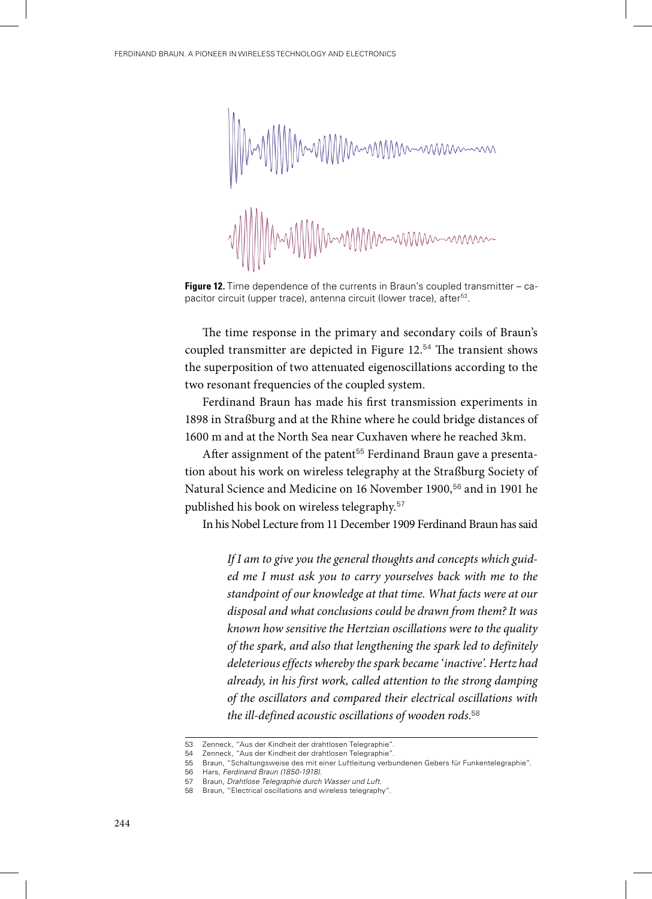**Figure 12.** Time dependence of the currents in Braun's coupled transmitter – capacitor circuit (upper trace), antenna circuit (lower trace), after[53].

The time response in the primary and secondary coils of Braun's coupled transmitter are depicted in Figure 12.[54] The transient shows the superposition of two attenuated eigenoscillations according to the two resonant frequencies of the coupled system.

Ferdinand Braun has made his first transmission experiments in 1898 in Straßburg and at the Rhine where he could bridge distances of 1600 m and at the North Sea near Cuxhaven where he reached 3km.

After assignment of the patent[55] Ferdinand Braun gave a presentation about his work on wireless telegraphy at the Straßburg Society of Natural Science and Medicine on 16 November 1900,[56] and in 1901 he published his book on wireless telegraphy.[57]

In his Nobel Lecture from 11 December 1909 Ferdinand Braun has said

> *If I am to give you the general thoughts and concepts which guided me I must ask you to carry yourselves back with me to the standpoint of our knowledge at that time. What facts were at our disposal and what conclusions could be drawn from them? It was known how sensitive the Hertzian oscillations were to the quality of the spark, and also that lengthening the spark led to definitely deleterious effects whereby the spark became 'inactive'. Hertz had already, in his first work, called attention to the strong damping of the oscillators and compared their electrical oscillations with the ill-defined acoustic oscillations of wooden rods.*[58]

---

53 Zenneck, "Aus der Kindheit der drahtlosen Telegraphie".
54 Zenneck, "Aus der Kindheit der drahtlosen Telegraphie".
55 Braun, "Schaltungsweise des mit einer Luftleitung verbundenen Gebers für Funkentelegraphie".
56 Hars, *Ferdinand Braun (1850-1918)*.
57 Braun, *Drahtlose Telegraphie durch Wasser und Luft*.
58 Braun, "Electrical oscillations and wireless telegraphy".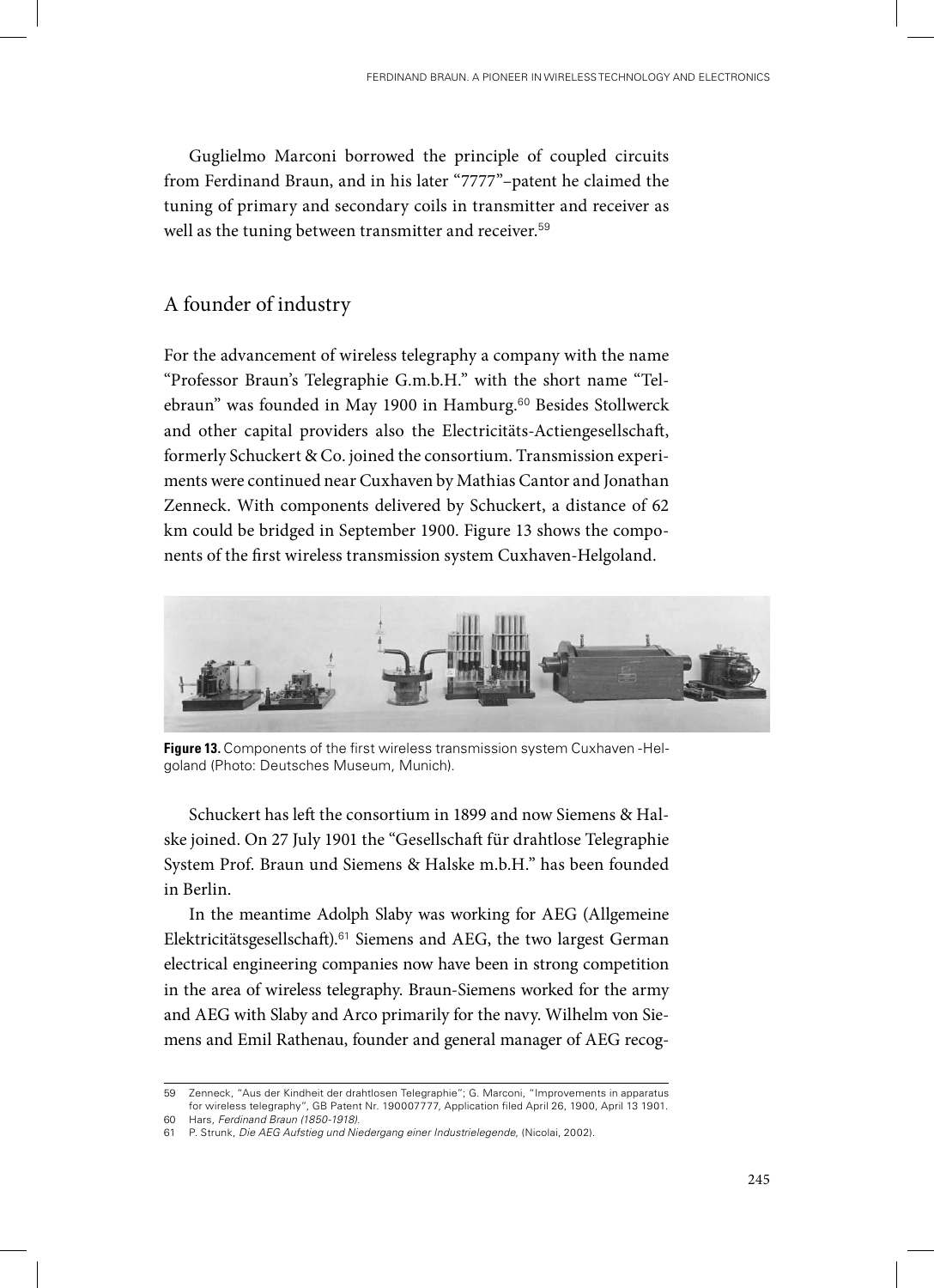Guglielmo Marconi borrowed the principle of coupled circuits from Ferdinand Braun, and in his later "7777"–patent he claimed the tuning of primary and secondary coils in transmitter and receiver as well as the tuning between transmitter and receiver.[59]

## A founder of industry

For the advancement of wireless telegraphy a company with the name "Professor Braun's Telegraphie G.m.b.H." with the short name "Telebraun" was founded in May 1900 in Hamburg.[60] Besides Stollwerck and other capital providers also the Electricitäts-Actiengesellschaft, formerly Schuckert & Co. joined the consortium. Transmission experiments were continued near Cuxhaven by Mathias Cantor and Jonathan Zenneck. With components delivered by Schuckert, a distance of 62 km could be bridged in September 1900. Figure 13 shows the components of the first wireless transmission system Cuxhaven-Helgoland.

**Figure 13.** Components of the first wireless transmission system Cuxhaven -Helgoland (Photo: Deutsches Museum, Munich).

Schuckert has left the consortium in 1899 and now Siemens & Halske joined. On 27 July 1901 the "Gesellschaft für drahtlose Telegraphie System Prof. Braun und Siemens & Halske m.b.H." has been founded in Berlin.

In the meantime Adolph Slaby was working for AEG (Allgemeine Elektricitätsgesellschaft).[61] Siemens and AEG, the two largest German electrical engineering companies now have been in strong competition in the area of wireless telegraphy. Braun-Siemens worked for the army and AEG with Slaby and Arco primarily for the navy. Wilhelm von Siemens and Emil Rathenau, founder and general manager of AEG recog-

---

59 Zenneck, "Aus der Kindheit der drahtlosen Telegraphie"; G. Marconi, "Improvements in apparatus for wireless telegraphy", GB Patent Nr. 190007777, Application filed April 26, 1900, April 13 1901.

60 Hars, *Ferdinand Braun (1850-1918).*

61 P. Strunk, *Die AEG Aufstieg und Niedergang einer Industrielegende,* (Nicolai, 2002).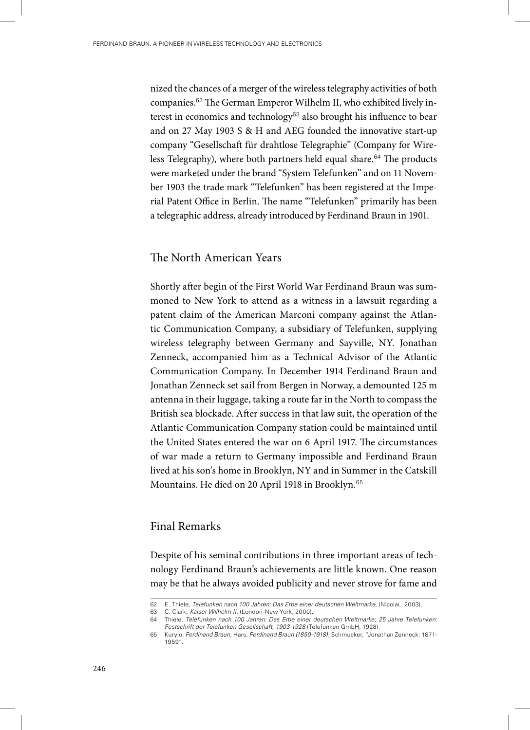nized the chances of a merger of the wireless telegraphy activities of both companies.[62] The German Emperor Wilhelm II, who exhibited lively interest in economics and technology[63] also brought his influence to bear and on 27 May 1903 S & H and AEG founded the innovative start-up company "Gesellschaft für drahtlose Telegraphie" (Company for Wireless Telegraphy), where both partners held equal share.[64] The products were marketed under the brand "System Telefunken" and on 11 November 1903 the trade mark "Telefunken" has been registered at the Imperial Patent Office in Berlin. The name "Telefunken" primarily has been a telegraphic address, already introduced by Ferdinand Braun in 1901.

## The North American Years

Shortly after begin of the First World War Ferdinand Braun was summoned to New York to attend as a witness in a lawsuit regarding a patent claim of the American Marconi company against the Atlantic Communication Company, a subsidiary of Telefunken, supplying wireless telegraphy between Germany and Sayville, NY. Jonathan Zenneck, accompanied him as a Technical Advisor of the Atlantic Communication Company. In December 1914 Ferdinand Braun and Jonathan Zenneck set sail from Bergen in Norway, a demounted 125 m antenna in their luggage, taking a route far in the North to compass the British sea blockade. After success in that law suit, the operation of the Atlantic Communication Company station could be maintained until the United States entered the war on 6 April 1917. The circumstances of war made a return to Germany impossible and Ferdinand Braun lived at his son's home in Brooklyn, NY and in Summer in the Catskill Mountains. He died on 20 April 1918 in Brooklyn.[65]

## Final Remarks

Despite of his seminal contributions in three important areas of technology Ferdinand Braun's achievements are little known. One reason may be that he always avoided publicity and never strove for fame and

---

62 E. Thiele, *Telefunken nach 100 Jahren: Das Erbe einer deutschen Weltmarke,* (Nicolai, 2003).

63 C. Clark, *Kaiser Wilhelm II*. (London-New York, 2000).

64 Thiele, *Telefunken nach 100 Jahren: Das Erbe einer deutschen Weltmarke*; *25 Jahre Telefunken: Festschrift der Telefunken Gesellschaft, 1903-1928* (Telefunken GmbH, 1928).

65 Kurylo, *Ferdinand Braun*; Hars, *Ferdinand Braun (1850-1918)*; Schmucker, "Jonathan Zenneck: 1871-1959".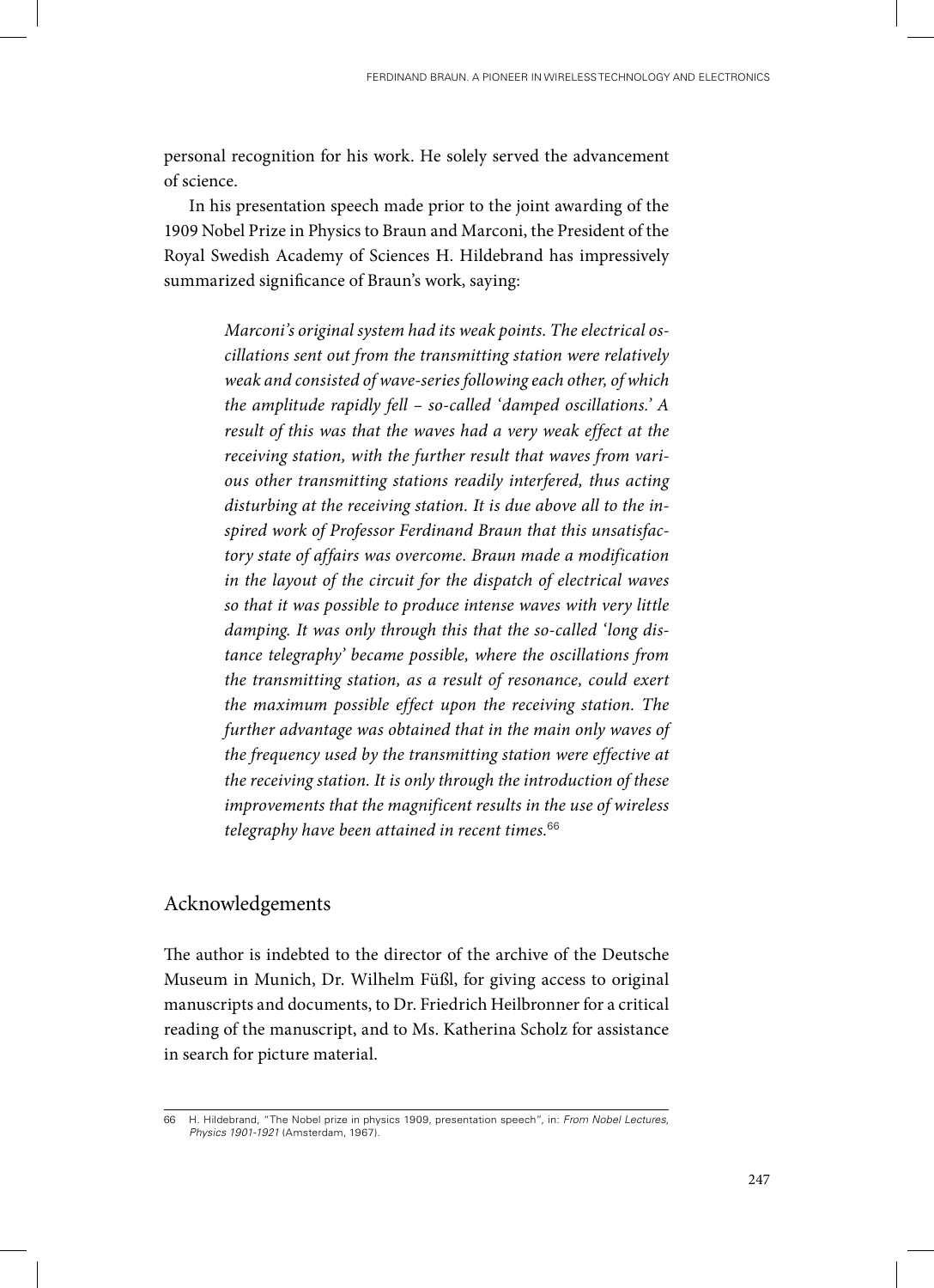personal recognition for his work. He solely served the advancement of science.

In his presentation speech made prior to the joint awarding of the 1909 Nobel Prize in Physics to Braun and Marconi, the President of the Royal Swedish Academy of Sciences H. Hildebrand has impressively summarized significance of Braun's work, saying:

> *Marconi's original system had its weak points. The electrical oscillations sent out from the transmitting station were relatively weak and consisted of wave-series following each other, of which the amplitude rapidly fell – so-called 'damped oscillations.' A result of this was that the waves had a very weak effect at the receiving station, with the further result that waves from various other transmitting stations readily interfered, thus acting disturbing at the receiving station. It is due above all to the inspired work of Professor Ferdinand Braun that this unsatisfactory state of affairs was overcome. Braun made a modification in the layout of the circuit for the dispatch of electrical waves so that it was possible to produce intense waves with very little damping. It was only through this that the so-called 'long distance telegraphy' became possible, where the oscillations from the transmitting station, as a result of resonance, could exert the maximum possible effect upon the receiving station. The further advantage was obtained that in the main only waves of the frequency used by the transmitting station were effective at the receiving station. It is only through the introduction of these improvements that the magnificent results in the use of wireless telegraphy have been attained in recent times.*[66]

## Acknowledgements

The author is indebted to the director of the archive of the Deutsche Museum in Munich, Dr. Wilhelm Füßl, for giving access to original manuscripts and documents, to Dr. Friedrich Heilbronner for a critical reading of the manuscript, and to Ms. Katherina Scholz for assistance in search for picture material.

---

66 H. Hildebrand, "The Nobel prize in physics 1909, presentation speech", in: *From Nobel Lectures, Physics 1901-1921* (Amsterdam, 1967).